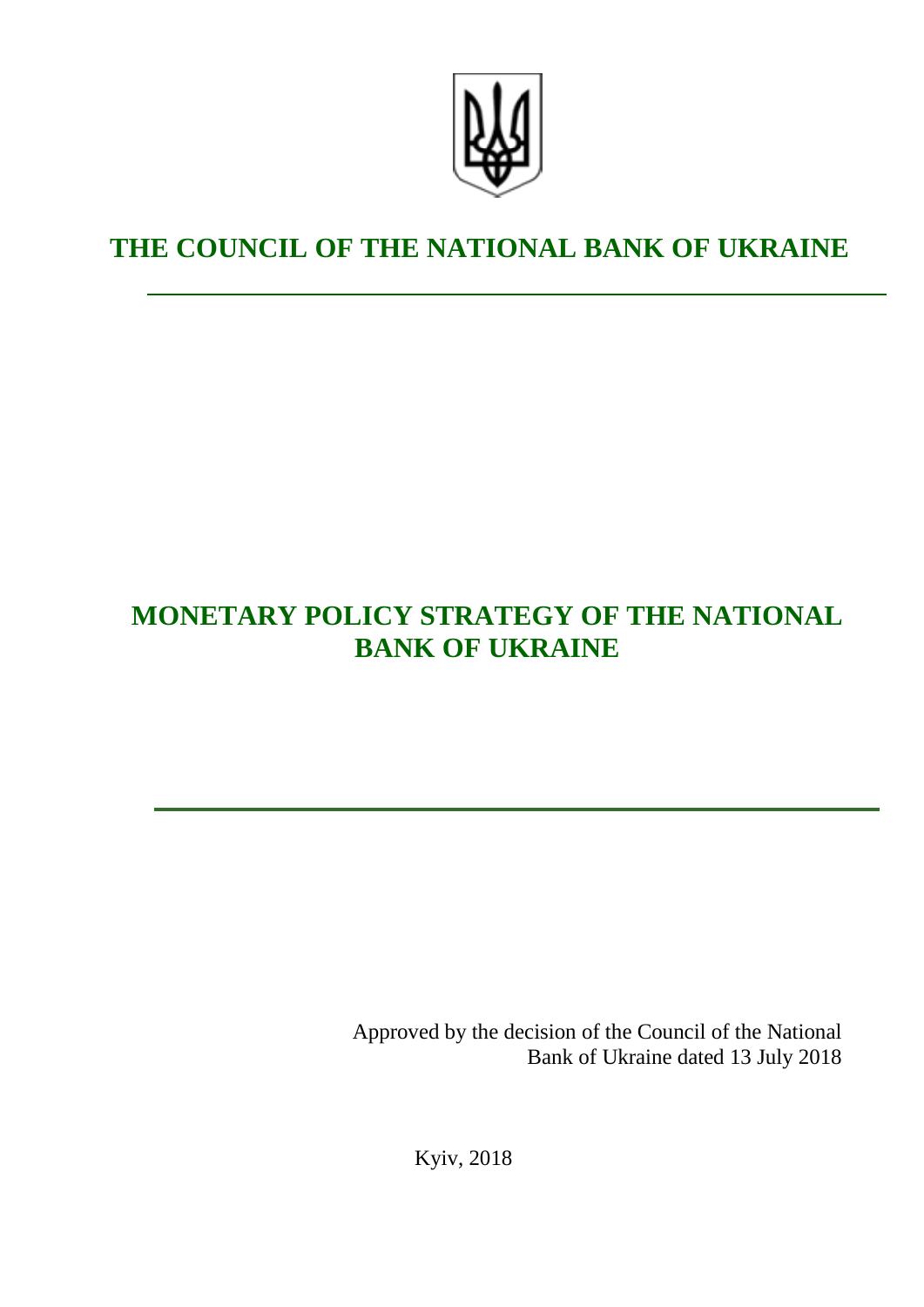# THE COUNCIL OF THE NATIONAL BANK OF UKRAINE

# MONETARY POLICY STRATEGY OF THE NATIONAL BANK OF UKRAINE

Approved by the decision of the Council of the National Bank of Ukraine dated 13 July 2018

Kyiv, 2018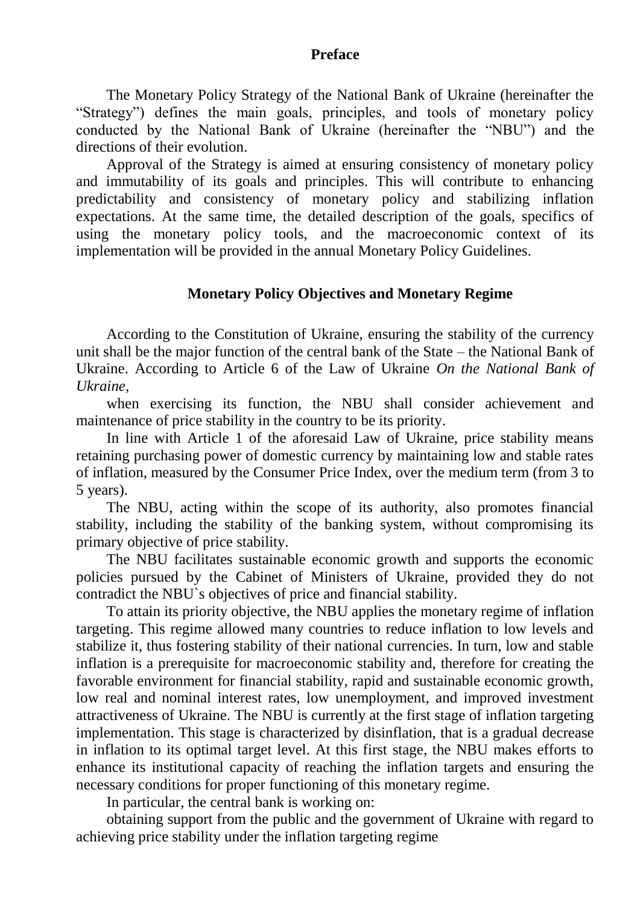## Preface

The Monetary Policy Strategy of the National Bank of Ukraine (hereinafter the "Strategy") defines the main goals, principles, and tools of monetary policy conducted by the National Bank of Ukraine (hereinafter the "NBU") and the directions of their evolution.

Approval of the Strategy is aimed at ensuring consistency of monetary policy and immutability of its goals and principles. This will contribute to enhancing predictability and consistency of monetary policy and stabilizing inflation expectations. At the same time, the detailed description of the goals, specifics of using the monetary policy tools, and the macroeconomic context of its implementation will be provided in the annual Monetary Policy Guidelines.

## Monetary Policy Objectives and Monetary Regime

According to the Constitution of Ukraine, ensuring the stability of the currency unit shall be the major function of the central bank of the State – the National Bank of Ukraine. According to Article 6 of the Law of Ukraine *On the National Bank of Ukraine*,

when exercising its function, the NBU shall consider achievement and maintenance of price stability in the country to be its priority.

In line with Article 1 of the aforesaid Law of Ukraine, price stability means retaining purchasing power of domestic currency by maintaining low and stable rates of inflation, measured by the Consumer Price Index, over the medium term (from 3 to 5 years).

The NBU, acting within the scope of its authority, also promotes financial stability, including the stability of the banking system, without compromising its primary objective of price stability.

The NBU facilitates sustainable economic growth and supports the economic policies pursued by the Cabinet of Ministers of Ukraine, provided they do not contradict the NBU`s objectives of price and financial stability.

To attain its priority objective, the NBU applies the monetary regime of inflation targeting. This regime allowed many countries to reduce inflation to low levels and stabilize it, thus fostering stability of their national currencies. In turn, low and stable inflation is a prerequisite for macroeconomic stability and, therefore for creating the favorable environment for financial stability, rapid and sustainable economic growth, low real and nominal interest rates, low unemployment, and improved investment attractiveness of Ukraine. The NBU is currently at the first stage of inflation targeting implementation. This stage is characterized by disinflation, that is a gradual decrease in inflation to its optimal target level. At this first stage, the NBU makes efforts to enhance its institutional capacity of reaching the inflation targets and ensuring the necessary conditions for proper functioning of this monetary regime.

In particular, the central bank is working on:

obtaining support from the public and the government of Ukraine with regard to achieving price stability under the inflation targeting regime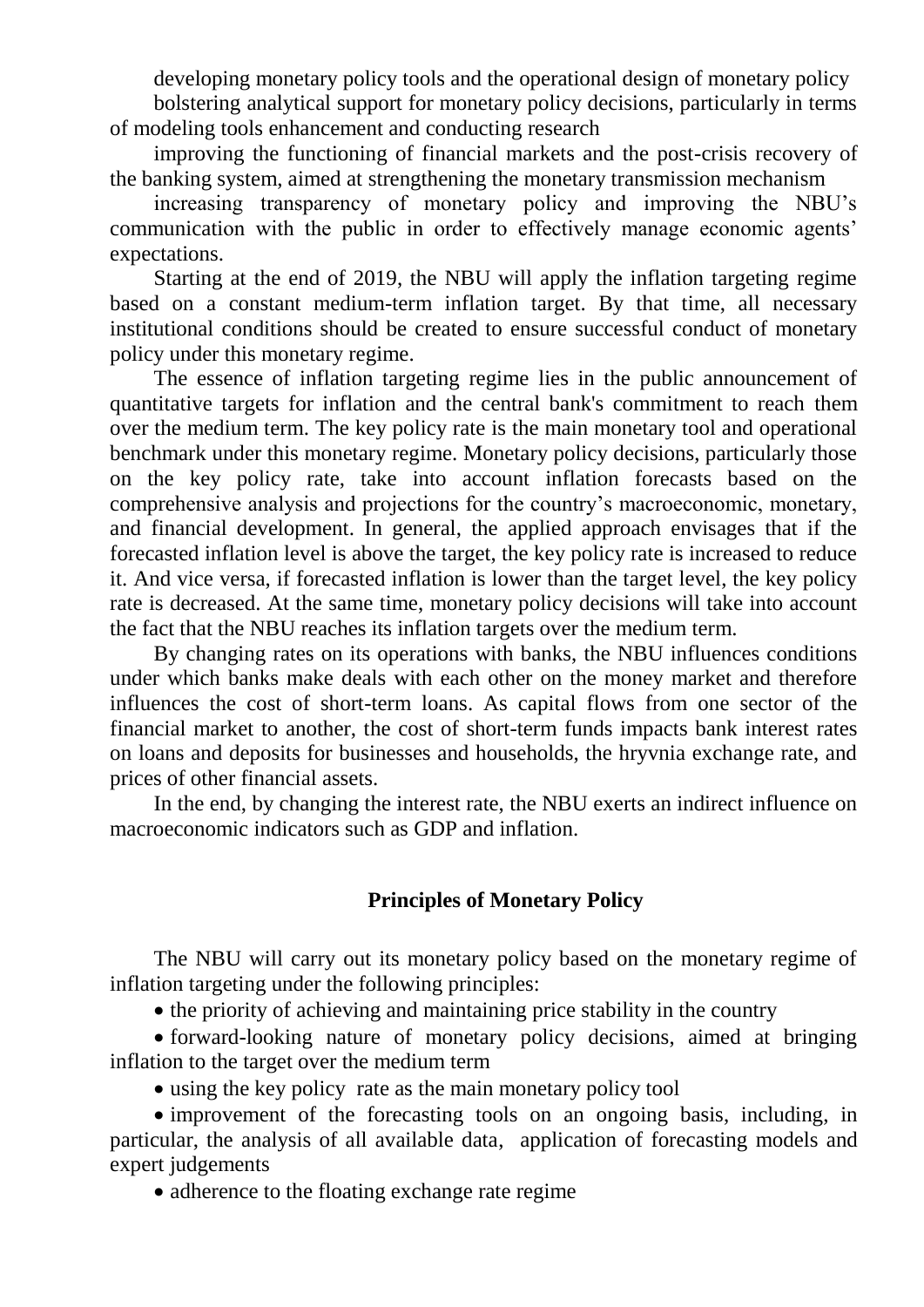developing monetary policy tools and the operational design of monetary policy

bolstering analytical support for monetary policy decisions, particularly in terms of modeling tools enhancement and conducting research

improving the functioning of financial markets and the post-crisis recovery of the banking system, aimed at strengthening the monetary transmission mechanism

increasing transparency of monetary policy and improving the NBU's communication with the public in order to effectively manage economic agents' expectations.

Starting at the end of 2019, the NBU will apply the inflation targeting regime based on a constant medium-term inflation target. By that time, all necessary institutional conditions should be created to ensure successful conduct of monetary policy under this monetary regime.

The essence of inflation targeting regime lies in the public announcement of quantitative targets for inflation and the central bank's commitment to reach them over the medium term. The key policy rate is the main monetary tool and operational benchmark under this monetary regime. Monetary policy decisions, particularly those on the key policy rate, take into account inflation forecasts based on the comprehensive analysis and projections for the country's macroeconomic, monetary, and financial development. In general, the applied approach envisages that if the forecasted inflation level is above the target, the key policy rate is increased to reduce it. And vice versa, if forecasted inflation is lower than the target level, the key policy rate is decreased. At the same time, monetary policy decisions will take into account the fact that the NBU reaches its inflation targets over the medium term.

By changing rates on its operations with banks, the NBU influences conditions under which banks make deals with each other on the money market and therefore influences the cost of short-term loans. As capital flows from one sector of the financial market to another, the cost of short-term funds impacts bank interest rates on loans and deposits for businesses and households, the hryvnia exchange rate, and prices of other financial assets.

In the end, by changing the interest rate, the NBU exerts an indirect influence on macroeconomic indicators such as GDP and inflation.

## Principles of Monetary Policy

The NBU will carry out its monetary policy based on the monetary regime of inflation targeting under the following principles:

- the priority of achieving and maintaining price stability in the country
- forward-looking nature of monetary policy decisions, aimed at bringing inflation to the target over the medium term
- using the key policy rate as the main monetary policy tool
- improvement of the forecasting tools on an ongoing basis, including, in particular, the analysis of all available data, application of forecasting models and expert judgements
- adherence to the floating exchange rate regime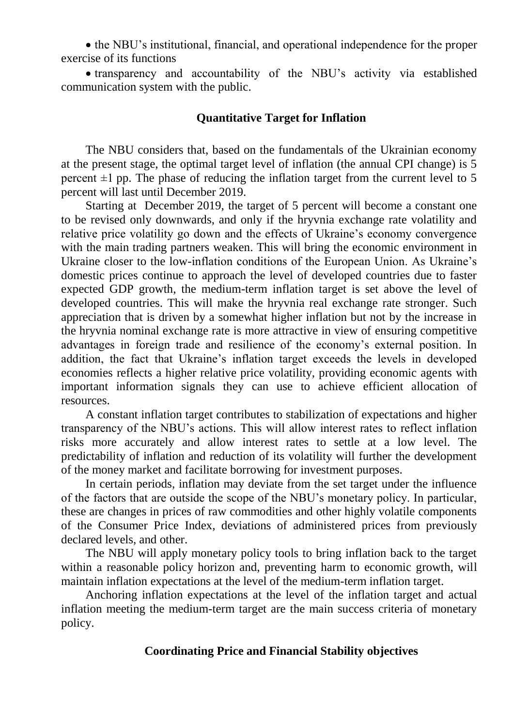- the NBU's institutional, financial, and operational independence for the proper exercise of its functions
- transparency and accountability of the NBU's activity via established communication system with the public.

## Quantitative Target for Inflation

The NBU considers that, based on the fundamentals of the Ukrainian economy at the present stage, the optimal target level of inflation (the annual CPI change) is 5 percent ±1 pp. The phase of reducing the inflation target from the current level to 5 percent will last until December 2019.

Starting at December 2019, the target of 5 percent will become a constant one to be revised only downwards, and only if the hryvnia exchange rate volatility and relative price volatility go down and the effects of Ukraine's economy convergence with the main trading partners weaken. This will bring the economic environment in Ukraine closer to the low-inflation conditions of the European Union. As Ukraine's domestic prices continue to approach the level of developed countries due to faster expected GDP growth, the medium-term inflation target is set above the level of developed countries. This will make the hryvnia real exchange rate stronger. Such appreciation that is driven by a somewhat higher inflation but not by the increase in the hryvnia nominal exchange rate is more attractive in view of ensuring competitive advantages in foreign trade and resilience of the economy's external position. In addition, the fact that Ukraine's inflation target exceeds the levels in developed economies reflects a higher relative price volatility, providing economic agents with important information signals they can use to achieve efficient allocation of resources.

A constant inflation target contributes to stabilization of expectations and higher transparency of the NBU's actions. This will allow interest rates to reflect inflation risks more accurately and allow interest rates to settle at a low level. The predictability of inflation and reduction of its volatility will further the development of the money market and facilitate borrowing for investment purposes.

In certain periods, inflation may deviate from the set target under the influence of the factors that are outside the scope of the NBU's monetary policy. In particular, these are changes in prices of raw commodities and other highly volatile components of the Consumer Price Index, deviations of administered prices from previously declared levels, and other.

The NBU will apply monetary policy tools to bring inflation back to the target within a reasonable policy horizon and, preventing harm to economic growth, will maintain inflation expectations at the level of the medium-term inflation target.

Anchoring inflation expectations at the level of the inflation target and actual inflation meeting the medium-term target are the main success criteria of monetary policy.

## Coordinating Price and Financial Stability objectives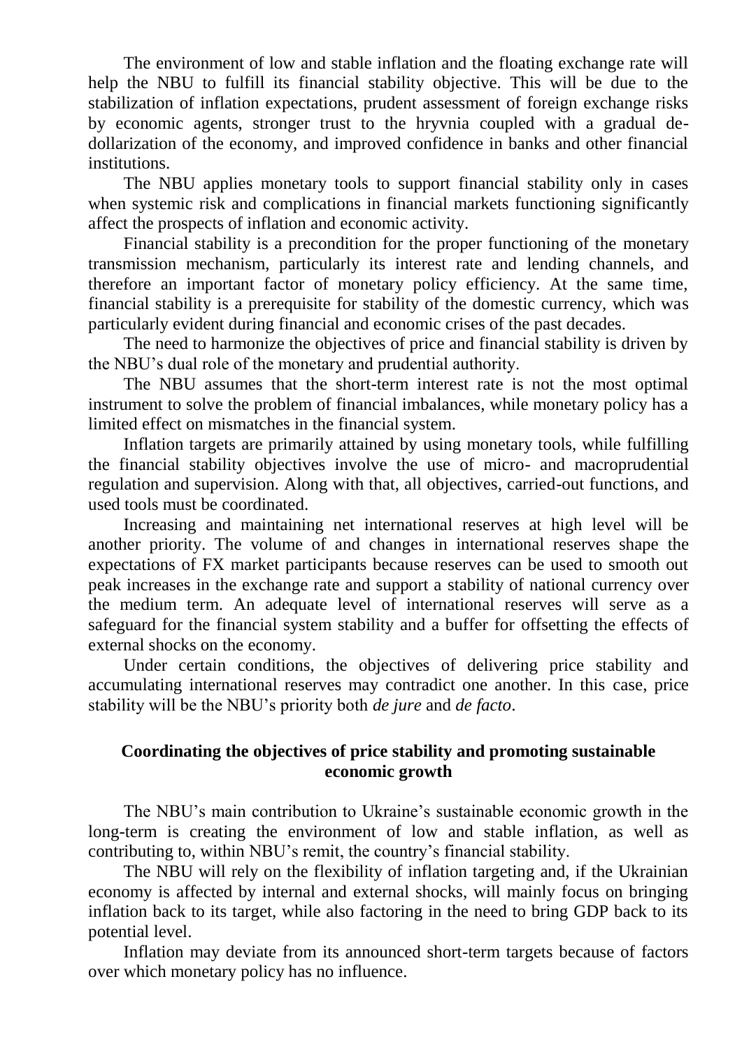The environment of low and stable inflation and the floating exchange rate will help the NBU to fulfill its financial stability objective. This will be due to the stabilization of inflation expectations, prudent assessment of foreign exchange risks by economic agents, stronger trust to the hryvnia coupled with a gradual de-dollarization of the economy, and improved confidence in banks and other financial institutions.

The NBU applies monetary tools to support financial stability only in cases when systemic risk and complications in financial markets functioning significantly affect the prospects of inflation and economic activity.

Financial stability is a precondition for the proper functioning of the monetary transmission mechanism, particularly its interest rate and lending channels, and therefore an important factor of monetary policy efficiency. At the same time, financial stability is a prerequisite for stability of the domestic currency, which was particularly evident during financial and economic crises of the past decades.

The need to harmonize the objectives of price and financial stability is driven by the NBU's dual role of the monetary and prudential authority.

The NBU assumes that the short-term interest rate is not the most optimal instrument to solve the problem of financial imbalances, while monetary policy has a limited effect on mismatches in the financial system.

Inflation targets are primarily attained by using monetary tools, while fulfilling the financial stability objectives involve the use of micro- and macroprudential regulation and supervision. Along with that, all objectives, carried-out functions, and used tools must be coordinated.

Increasing and maintaining net international reserves at high level will be another priority. The volume of and changes in international reserves shape the expectations of FX market participants because reserves can be used to smooth out peak increases in the exchange rate and support a stability of national currency over the medium term. An adequate level of international reserves will serve as a safeguard for the financial system stability and a buffer for offsetting the effects of external shocks on the economy.

Under certain conditions, the objectives of delivering price stability and accumulating international reserves may contradict one another. In this case, price stability will be the NBU's priority both *de jure* and *de facto*.

### Coordinating the objectives of price stability and promoting sustainable economic growth

The NBU's main contribution to Ukraine's sustainable economic growth in the long-term is creating the environment of low and stable inflation, as well as contributing to, within NBU's remit, the country's financial stability.

The NBU will rely on the flexibility of inflation targeting and, if the Ukrainian economy is affected by internal and external shocks, will mainly focus on bringing inflation back to its target, while also factoring in the need to bring GDP back to its potential level.

Inflation may deviate from its announced short-term targets because of factors over which monetary policy has no influence.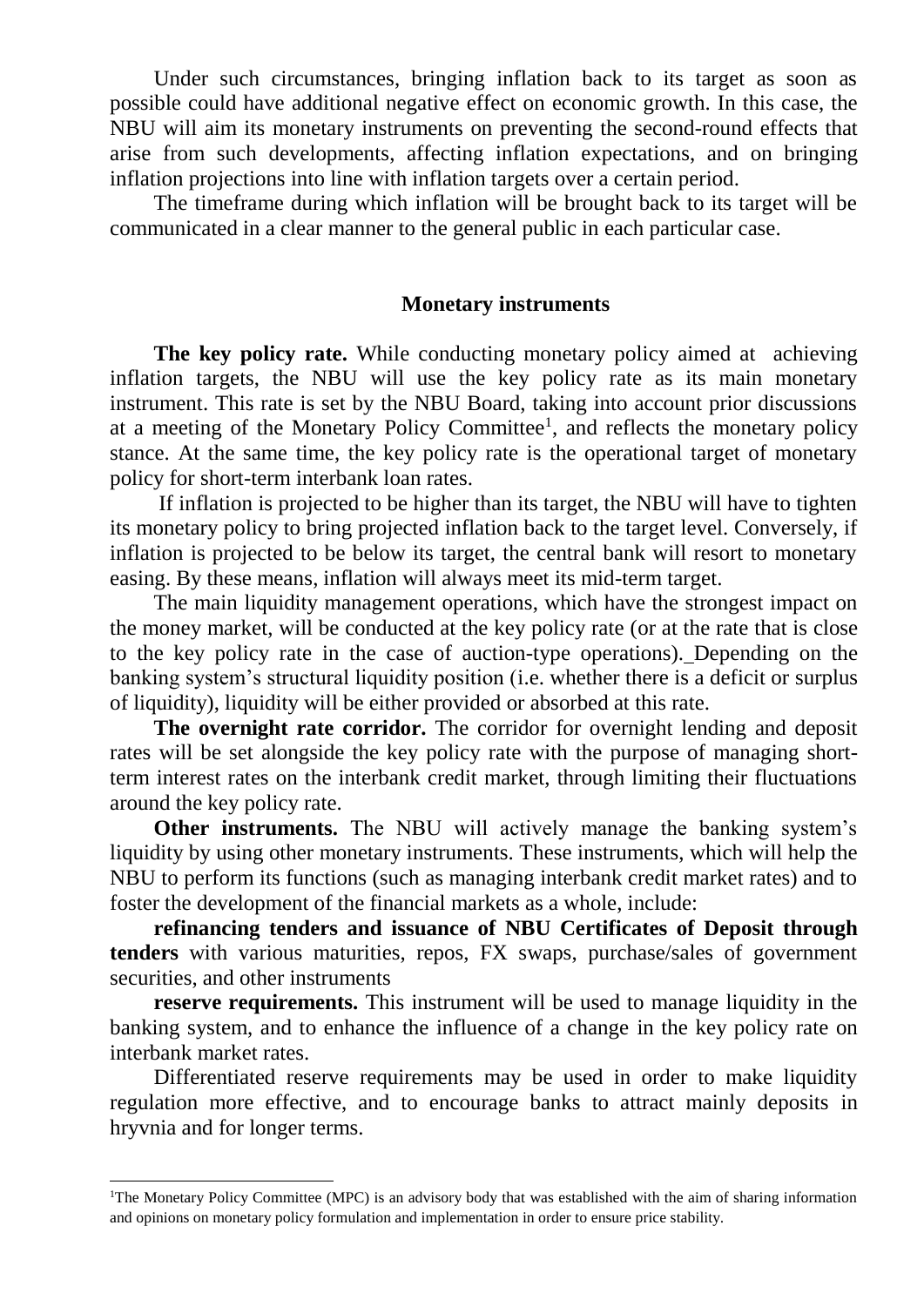Under such circumstances, bringing inflation back to its target as soon as possible could have additional negative effect on economic growth. In this case, the NBU will aim its monetary instruments on preventing the second-round effects that arise from such developments, affecting inflation expectations, and on bringing inflation projections into line with inflation targets over a certain period.

The timeframe during which inflation will be brought back to its target will be communicated in a clear manner to the general public in each particular case.

## Monetary instruments

**The key policy rate.** While conducting monetary policy aimed at achieving inflation targets, the NBU will use the key policy rate as its main monetary instrument. This rate is set by the NBU Board, taking into account prior discussions at a meeting of the Monetary Policy Committee[1], and reflects the monetary policy stance. At the same time, the key policy rate is the operational target of monetary policy for short-term interbank loan rates.

If inflation is projected to be higher than its target, the NBU will have to tighten its monetary policy to bring projected inflation back to the target level. Conversely, if inflation is projected to be below its target, the central bank will resort to monetary easing. By these means, inflation will always meet its mid-term target.

The main liquidity management operations, which have the strongest impact on the money market, will be conducted at the key policy rate (or at the rate that is close to the key policy rate in the case of auction-type operations). Depending on the banking system's structural liquidity position (i.e. whether there is a deficit or surplus of liquidity), liquidity will be either provided or absorbed at this rate.

**The overnight rate corridor.** The corridor for overnight lending and deposit rates will be set alongside the key policy rate with the purpose of managing short-term interest rates on the interbank credit market, through limiting their fluctuations around the key policy rate.

**Other instruments.** The NBU will actively manage the banking system's liquidity by using other monetary instruments. These instruments, which will help the NBU to perform its functions (such as managing interbank credit market rates) and to foster the development of the financial markets as a whole, include:

**refinancing tenders and issuance of NBU Certificates of Deposit through tenders** with various maturities, repos, FX swaps, purchase/sales of government securities, and other instruments

**reserve requirements.** This instrument will be used to manage liquidity in the banking system, and to enhance the influence of a change in the key policy rate on interbank market rates.

Differentiated reserve requirements may be used in order to make liquidity regulation more effective, and to encourage banks to attract mainly deposits in hryvnia and for longer terms.

---

[1]The Monetary Policy Committee (MPC) is an advisory body that was established with the aim of sharing information and opinions on monetary policy formulation and implementation in order to ensure price stability.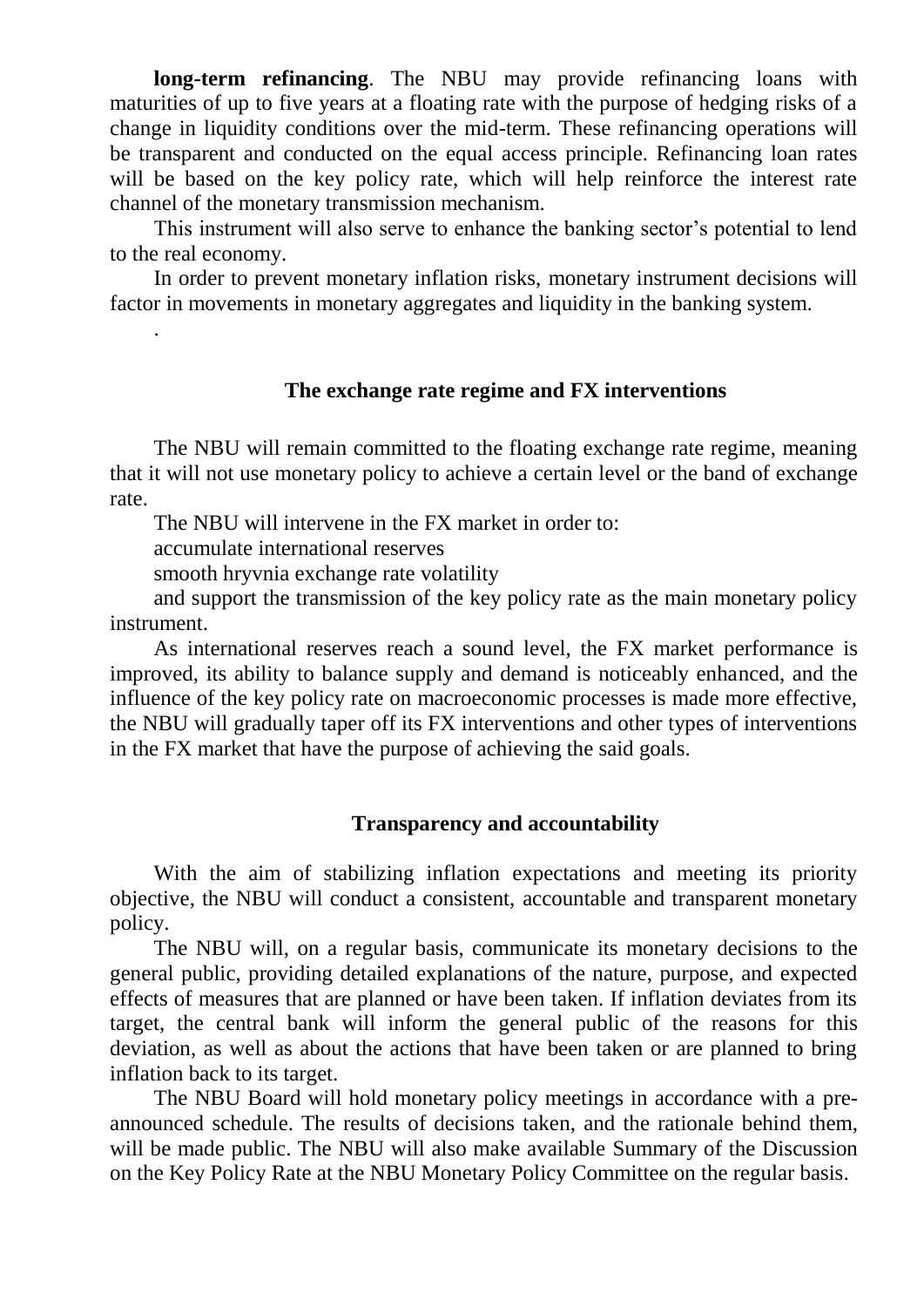**long-term refinancing**. The NBU may provide refinancing loans with maturities of up to five years at a floating rate with the purpose of hedging risks of a change in liquidity conditions over the mid-term. These refinancing operations will be transparent and conducted on the equal access principle. Refinancing loan rates will be based on the key policy rate, which will help reinforce the interest rate channel of the monetary transmission mechanism.

This instrument will also serve to enhance the banking sector's potential to lend to the real economy.

In order to prevent monetary inflation risks, monetary instrument decisions will factor in movements in monetary aggregates and liquidity in the banking system.

.

## The exchange rate regime and FX interventions

The NBU will remain committed to the floating exchange rate regime, meaning that it will not use monetary policy to achieve a certain level or the band of exchange rate.

The NBU will intervene in the FX market in order to:

accumulate international reserves

smooth hryvnia exchange rate volatility

and support the transmission of the key policy rate as the main monetary policy instrument.

As international reserves reach a sound level, the FX market performance is improved, its ability to balance supply and demand is noticeably enhanced, and the influence of the key policy rate on macroeconomic processes is made more effective, the NBU will gradually taper off its FX interventions and other types of interventions in the FX market that have the purpose of achieving the said goals.

## Transparency and accountability

With the aim of stabilizing inflation expectations and meeting its priority objective, the NBU will conduct a consistent, accountable and transparent monetary policy.

The NBU will, on a regular basis, communicate its monetary decisions to the general public, providing detailed explanations of the nature, purpose, and expected effects of measures that are planned or have been taken. If inflation deviates from its target, the central bank will inform the general public of the reasons for this deviation, as well as about the actions that have been taken or are planned to bring inflation back to its target.

The NBU Board will hold monetary policy meetings in accordance with a pre-announced schedule. The results of decisions taken, and the rationale behind them, will be made public. The NBU will also make available Summary of the Discussion on the Key Policy Rate at the NBU Monetary Policy Committee on the regular basis.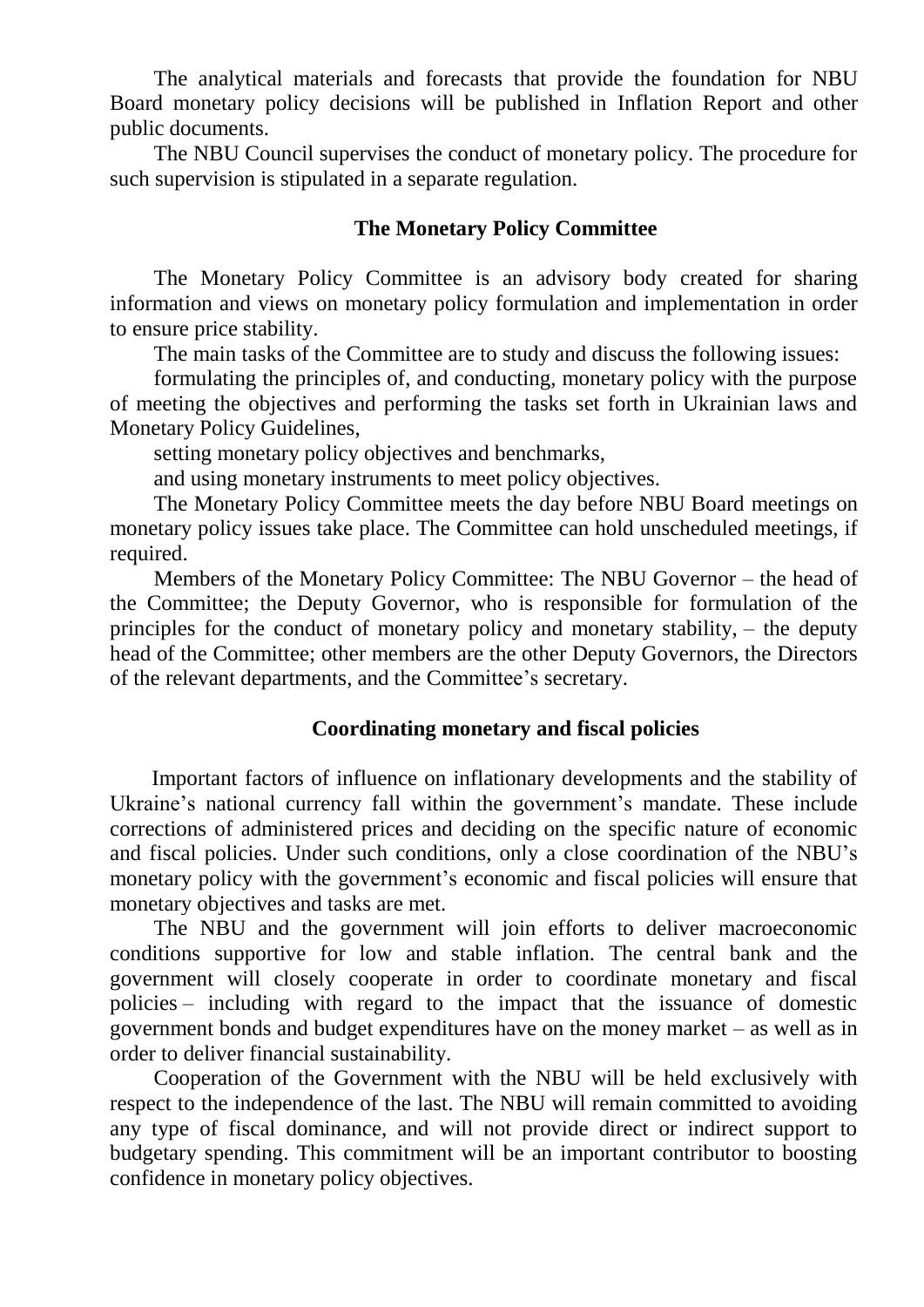The analytical materials and forecasts that provide the foundation for NBU Board monetary policy decisions will be published in Inflation Report and other public documents.

The NBU Council supervises the conduct of monetary policy. The procedure for such supervision is stipulated in a separate regulation.

## The Monetary Policy Committee

The Monetary Policy Committee is an advisory body created for sharing information and views on monetary policy formulation and implementation in order to ensure price stability.

The main tasks of the Committee are to study and discuss the following issues:

formulating the principles of, and conducting, monetary policy with the purpose of meeting the objectives and performing the tasks set forth in Ukrainian laws and Monetary Policy Guidelines,

setting monetary policy objectives and benchmarks,

and using monetary instruments to meet policy objectives.

The Monetary Policy Committee meets the day before NBU Board meetings on monetary policy issues take place. The Committee can hold unscheduled meetings, if required.

Members of the Monetary Policy Committee: The NBU Governor – the head of the Committee; the Deputy Governor, who is responsible for formulation of the principles for the conduct of monetary policy and monetary stability, – the deputy head of the Committee; other members are the other Deputy Governors, the Directors of the relevant departments, and the Committee's secretary.

## Coordinating monetary and fiscal policies

Important factors of influence on inflationary developments and the stability of Ukraine's national currency fall within the government's mandate. These include corrections of administered prices and deciding on the specific nature of economic and fiscal policies. Under such conditions, only a close coordination of the NBU's monetary policy with the government's economic and fiscal policies will ensure that monetary objectives and tasks are met.

The NBU and the government will join efforts to deliver macroeconomic conditions supportive for low and stable inflation. The central bank and the government will closely cooperate in order to coordinate monetary and fiscal policies – including with regard to the impact that the issuance of domestic government bonds and budget expenditures have on the money market – as well as in order to deliver financial sustainability.

Cooperation of the Government with the NBU will be held exclusively with respect to the independence of the last. The NBU will remain committed to avoiding any type of fiscal dominance, and will not provide direct or indirect support to budgetary spending. This commitment will be an important contributor to boosting confidence in monetary policy objectives.